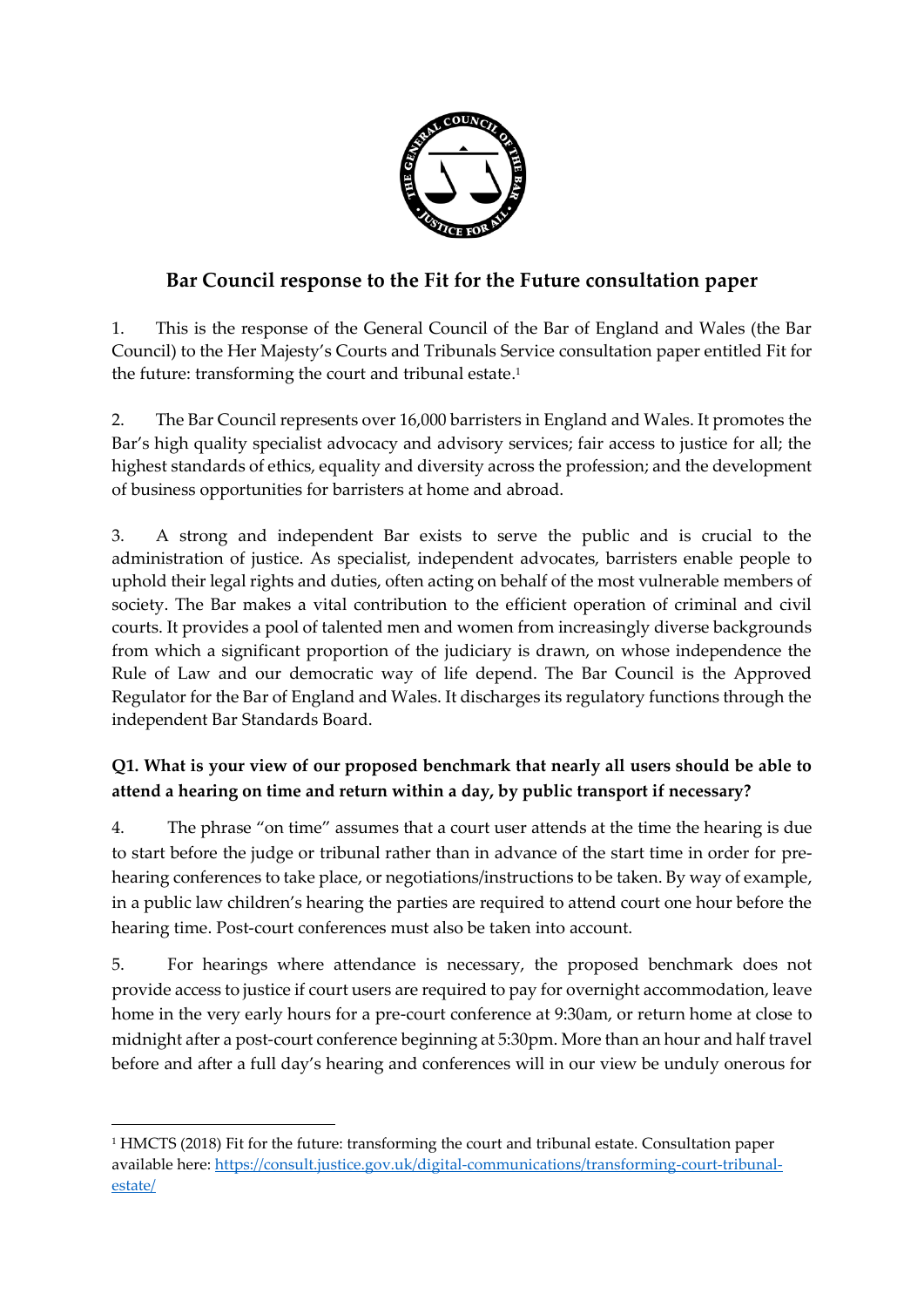## Bar Council response to the Fit for the Future consultation paper

1. This is the response of the General Council of the Bar of England and Wales (the Bar Council) to the Her Majesty's Courts and Tribunals Service consultation paper entitled Fit for the future: transforming the court and tribunal estate.[1]

2. The Bar Council represents over 16,000 barristers in England and Wales. It promotes the Bar's high quality specialist advocacy and advisory services; fair access to justice for all; the highest standards of ethics, equality and diversity across the profession; and the development of business opportunities for barristers at home and abroad.

3. A strong and independent Bar exists to serve the public and is crucial to the administration of justice. As specialist, independent advocates, barristers enable people to uphold their legal rights and duties, often acting on behalf of the most vulnerable members of society. The Bar makes a vital contribution to the efficient operation of criminal and civil courts. It provides a pool of talented men and women from increasingly diverse backgrounds from which a significant proportion of the judiciary is drawn, on whose independence the Rule of Law and our democratic way of life depend. The Bar Council is the Approved Regulator for the Bar of England and Wales. It discharges its regulatory functions through the independent Bar Standards Board.

### Q1. What is your view of our proposed benchmark that nearly all users should be able to attend a hearing on time and return within a day, by public transport if necessary?

4. The phrase "on time" assumes that a court user attends at the time the hearing is due to start before the judge or tribunal rather than in advance of the start time in order for pre-hearing conferences to take place, or negotiations/instructions to be taken. By way of example, in a public law children's hearing the parties are required to attend court one hour before the hearing time. Post-court conferences must also be taken into account.

5. For hearings where attendance is necessary, the proposed benchmark does not provide access to justice if court users are required to pay for overnight accommodation, leave home in the very early hours for a pre-court conference at 9:30am, or return home at close to midnight after a post-court conference beginning at 5:30pm. More than an hour and half travel before and after a full day's hearing and conferences will in our view be unduly onerous for

[1] HMCTS (2018) Fit for the future: transforming the court and tribunal estate. Consultation paper available here: https://consult.justice.gov.uk/digital-communications/transforming-court-tribunal-estate/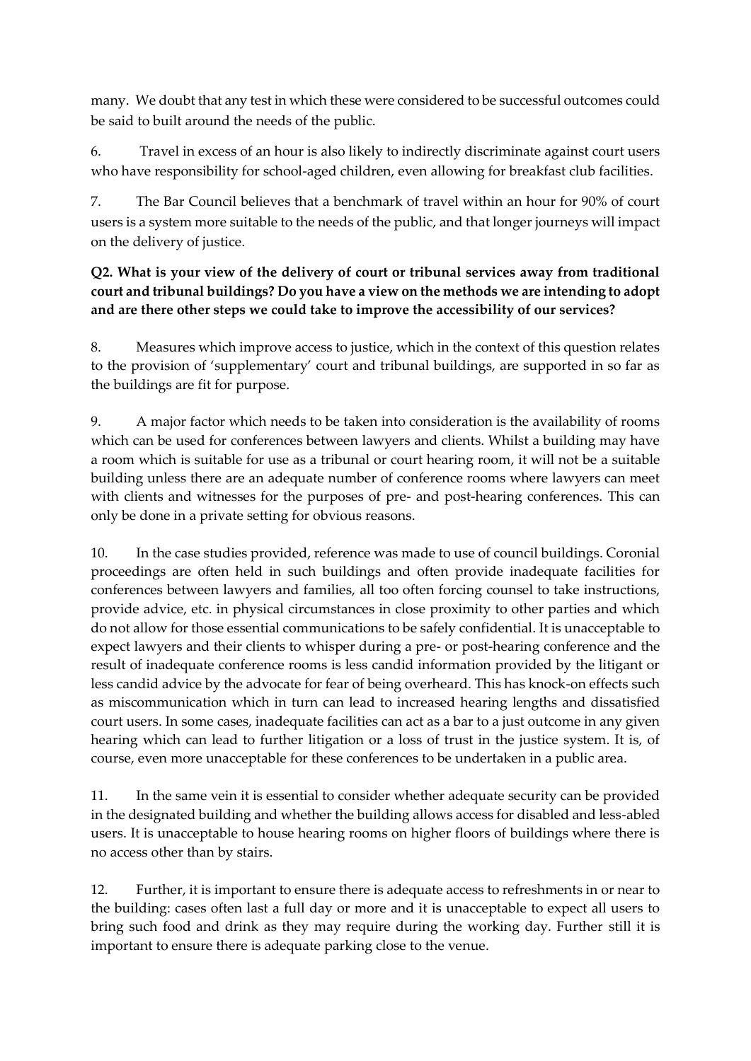many. We doubt that any test in which these were considered to be successful outcomes could be said to built around the needs of the public.

6. Travel in excess of an hour is also likely to indirectly discriminate against court users who have responsibility for school-aged children, even allowing for breakfast club facilities.

7. The Bar Council believes that a benchmark of travel within an hour for 90% of court users is a system more suitable to the needs of the public, and that longer journeys will impact on the delivery of justice.

**Q2. What is your view of the delivery of court or tribunal services away from traditional court and tribunal buildings? Do you have a view on the methods we are intending to adopt and are there other steps we could take to improve the accessibility of our services?**

8. Measures which improve access to justice, which in the context of this question relates to the provision of 'supplementary' court and tribunal buildings, are supported in so far as the buildings are fit for purpose.

9. A major factor which needs to be taken into consideration is the availability of rooms which can be used for conferences between lawyers and clients. Whilst a building may have a room which is suitable for use as a tribunal or court hearing room, it will not be a suitable building unless there are an adequate number of conference rooms where lawyers can meet with clients and witnesses for the purposes of pre- and post-hearing conferences. This can only be done in a private setting for obvious reasons.

10. In the case studies provided, reference was made to use of council buildings. Coronial proceedings are often held in such buildings and often provide inadequate facilities for conferences between lawyers and families, all too often forcing counsel to take instructions, provide advice, etc. in physical circumstances in close proximity to other parties and which do not allow for those essential communications to be safely confidential. It is unacceptable to expect lawyers and their clients to whisper during a pre- or post-hearing conference and the result of inadequate conference rooms is less candid information provided by the litigant or less candid advice by the advocate for fear of being overheard. This has knock-on effects such as miscommunication which in turn can lead to increased hearing lengths and dissatisfied court users. In some cases, inadequate facilities can act as a bar to a just outcome in any given hearing which can lead to further litigation or a loss of trust in the justice system. It is, of course, even more unacceptable for these conferences to be undertaken in a public area.

11. In the same vein it is essential to consider whether adequate security can be provided in the designated building and whether the building allows access for disabled and less-abled users. It is unacceptable to house hearing rooms on higher floors of buildings where there is no access other than by stairs.

12. Further, it is important to ensure there is adequate access to refreshments in or near to the building: cases often last a full day or more and it is unacceptable to expect all users to bring such food and drink as they may require during the working day. Further still it is important to ensure there is adequate parking close to the venue.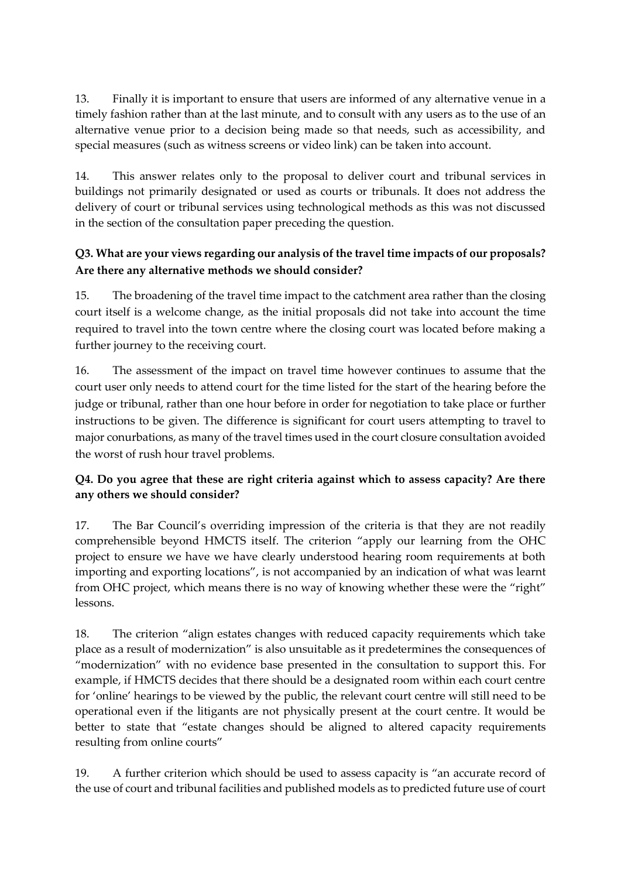13. Finally it is important to ensure that users are informed of any alternative venue in a timely fashion rather than at the last minute, and to consult with any users as to the use of an alternative venue prior to a decision being made so that needs, such as accessibility, and special measures (such as witness screens or video link) can be taken into account.

14. This answer relates only to the proposal to deliver court and tribunal services in buildings not primarily designated or used as courts or tribunals. It does not address the delivery of court or tribunal services using technological methods as this was not discussed in the section of the consultation paper preceding the question.

**Q3. What are your views regarding our analysis of the travel time impacts of our proposals? Are there any alternative methods we should consider?**

15. The broadening of the travel time impact to the catchment area rather than the closing court itself is a welcome change, as the initial proposals did not take into account the time required to travel into the town centre where the closing court was located before making a further journey to the receiving court.

16. The assessment of the impact on travel time however continues to assume that the court user only needs to attend court for the time listed for the start of the hearing before the judge or tribunal, rather than one hour before in order for negotiation to take place or further instructions to be given. The difference is significant for court users attempting to travel to major conurbations, as many of the travel times used in the court closure consultation avoided the worst of rush hour travel problems.

**Q4. Do you agree that these are right criteria against which to assess capacity? Are there any others we should consider?**

17. The Bar Council's overriding impression of the criteria is that they are not readily comprehensible beyond HMCTS itself. The criterion "apply our learning from the OHC project to ensure we have we have clearly understood hearing room requirements at both importing and exporting locations", is not accompanied by an indication of what was learnt from OHC project, which means there is no way of knowing whether these were the "right" lessons.

18. The criterion "align estates changes with reduced capacity requirements which take place as a result of modernization" is also unsuitable as it predetermines the consequences of "modernization" with no evidence base presented in the consultation to support this. For example, if HMCTS decides that there should be a designated room within each court centre for 'online' hearings to be viewed by the public, the relevant court centre will still need to be operational even if the litigants are not physically present at the court centre. It would be better to state that "estate changes should be aligned to altered capacity requirements resulting from online courts"

19. A further criterion which should be used to assess capacity is "an accurate record of the use of court and tribunal facilities and published models as to predicted future use of court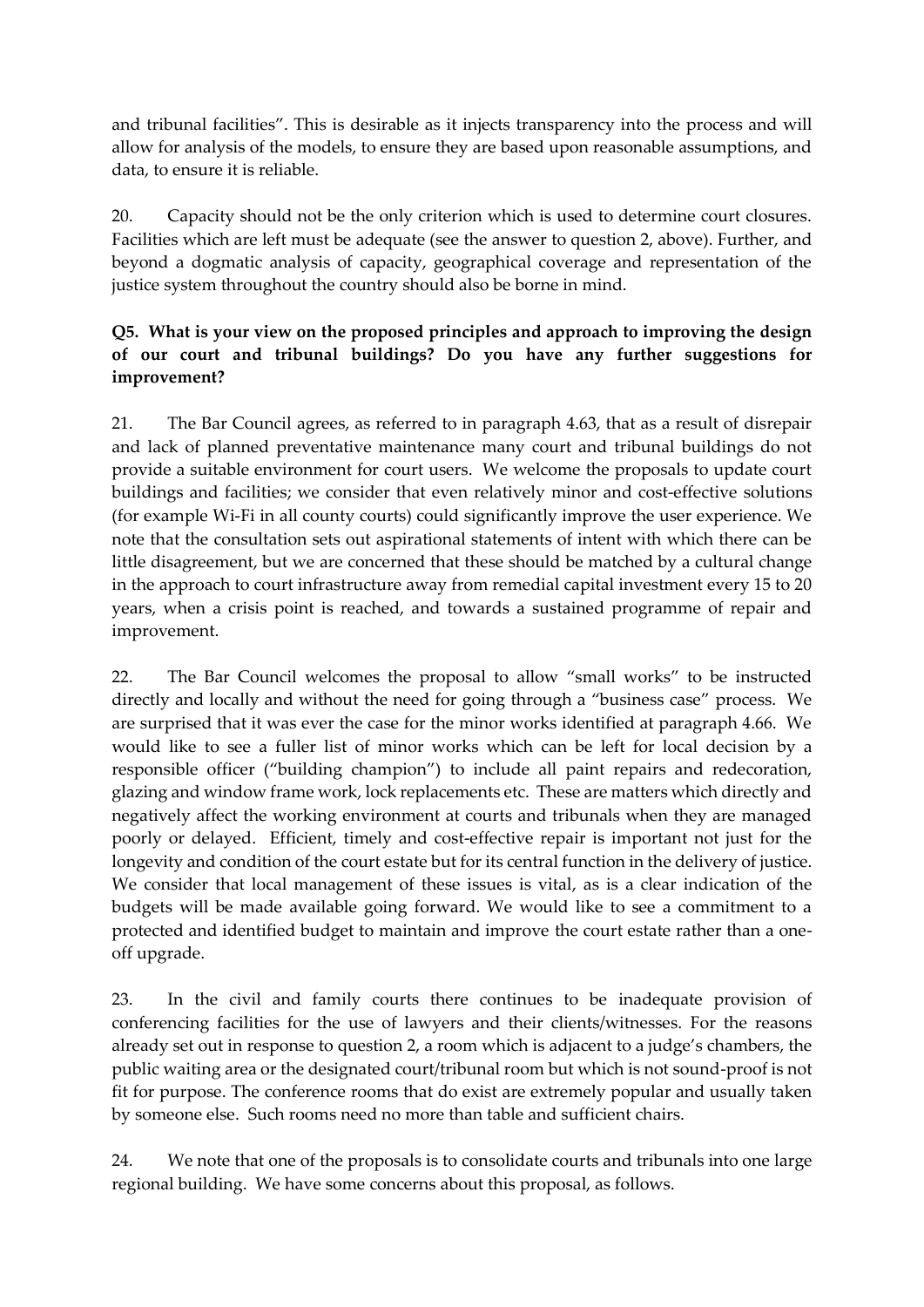and tribunal facilities". This is desirable as it injects transparency into the process and will allow for analysis of the models, to ensure they are based upon reasonable assumptions, and data, to ensure it is reliable.

20. Capacity should not be the only criterion which is used to determine court closures. Facilities which are left must be adequate (see the answer to question 2, above). Further, and beyond a dogmatic analysis of capacity, geographical coverage and representation of the justice system throughout the country should also be borne in mind.

**Q5. What is your view on the proposed principles and approach to improving the design of our court and tribunal buildings? Do you have any further suggestions for improvement?**

21. The Bar Council agrees, as referred to in paragraph 4.63, that as a result of disrepair and lack of planned preventative maintenance many court and tribunal buildings do not provide a suitable environment for court users. We welcome the proposals to update court buildings and facilities; we consider that even relatively minor and cost-effective solutions (for example Wi-Fi in all county courts) could significantly improve the user experience. We note that the consultation sets out aspirational statements of intent with which there can be little disagreement, but we are concerned that these should be matched by a cultural change in the approach to court infrastructure away from remedial capital investment every 15 to 20 years, when a crisis point is reached, and towards a sustained programme of repair and improvement.

22. The Bar Council welcomes the proposal to allow "small works" to be instructed directly and locally and without the need for going through a "business case" process. We are surprised that it was ever the case for the minor works identified at paragraph 4.66. We would like to see a fuller list of minor works which can be left for local decision by a responsible officer ("building champion") to include all paint repairs and redecoration, glazing and window frame work, lock replacements etc. These are matters which directly and negatively affect the working environment at courts and tribunals when they are managed poorly or delayed. Efficient, timely and cost-effective repair is important not just for the longevity and condition of the court estate but for its central function in the delivery of justice. We consider that local management of these issues is vital, as is a clear indication of the budgets will be made available going forward. We would like to see a commitment to a protected and identified budget to maintain and improve the court estate rather than a one-off upgrade.

23. In the civil and family courts there continues to be inadequate provision of conferencing facilities for the use of lawyers and their clients/witnesses. For the reasons already set out in response to question 2, a room which is adjacent to a judge's chambers, the public waiting area or the designated court/tribunal room but which is not sound-proof is not fit for purpose. The conference rooms that do exist are extremely popular and usually taken by someone else. Such rooms need no more than table and sufficient chairs.

24. We note that one of the proposals is to consolidate courts and tribunals into one large regional building. We have some concerns about this proposal, as follows.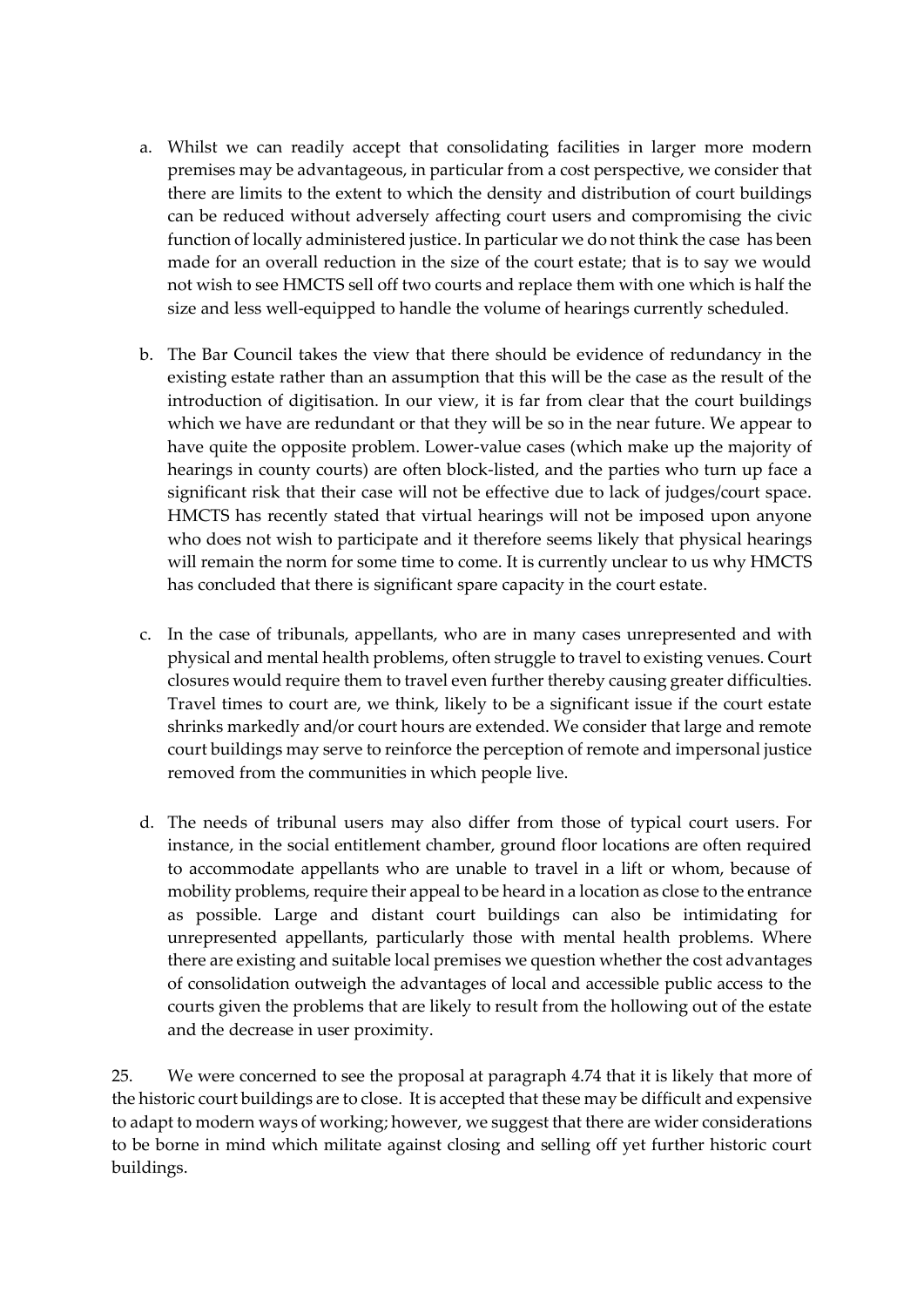a. Whilst we can readily accept that consolidating facilities in larger more modern premises may be advantageous, in particular from a cost perspective, we consider that there are limits to the extent to which the density and distribution of court buildings can be reduced without adversely affecting court users and compromising the civic function of locally administered justice. In particular we do not think the case has been made for an overall reduction in the size of the court estate; that is to say we would not wish to see HMCTS sell off two courts and replace them with one which is half the size and less well-equipped to handle the volume of hearings currently scheduled.

b. The Bar Council takes the view that there should be evidence of redundancy in the existing estate rather than an assumption that this will be the case as the result of the introduction of digitisation. In our view, it is far from clear that the court buildings which we have are redundant or that they will be so in the near future. We appear to have quite the opposite problem. Lower-value cases (which make up the majority of hearings in county courts) are often block-listed, and the parties who turn up face a significant risk that their case will not be effective due to lack of judges/court space. HMCTS has recently stated that virtual hearings will not be imposed upon anyone who does not wish to participate and it therefore seems likely that physical hearings will remain the norm for some time to come. It is currently unclear to us why HMCTS has concluded that there is significant spare capacity in the court estate.

c. In the case of tribunals, appellants, who are in many cases unrepresented and with physical and mental health problems, often struggle to travel to existing venues. Court closures would require them to travel even further thereby causing greater difficulties. Travel times to court are, we think, likely to be a significant issue if the court estate shrinks markedly and/or court hours are extended. We consider that large and remote court buildings may serve to reinforce the perception of remote and impersonal justice removed from the communities in which people live.

d. The needs of tribunal users may also differ from those of typical court users. For instance, in the social entitlement chamber, ground floor locations are often required to accommodate appellants who are unable to travel in a lift or whom, because of mobility problems, require their appeal to be heard in a location as close to the entrance as possible. Large and distant court buildings can also be intimidating for unrepresented appellants, particularly those with mental health problems. Where there are existing and suitable local premises we question whether the cost advantages of consolidation outweigh the advantages of local and accessible public access to the courts given the problems that are likely to result from the hollowing out of the estate and the decrease in user proximity.

25. We were concerned to see the proposal at paragraph 4.74 that it is likely that more of the historic court buildings are to close. It is accepted that these may be difficult and expensive to adapt to modern ways of working; however, we suggest that there are wider considerations to be borne in mind which militate against closing and selling off yet further historic court buildings.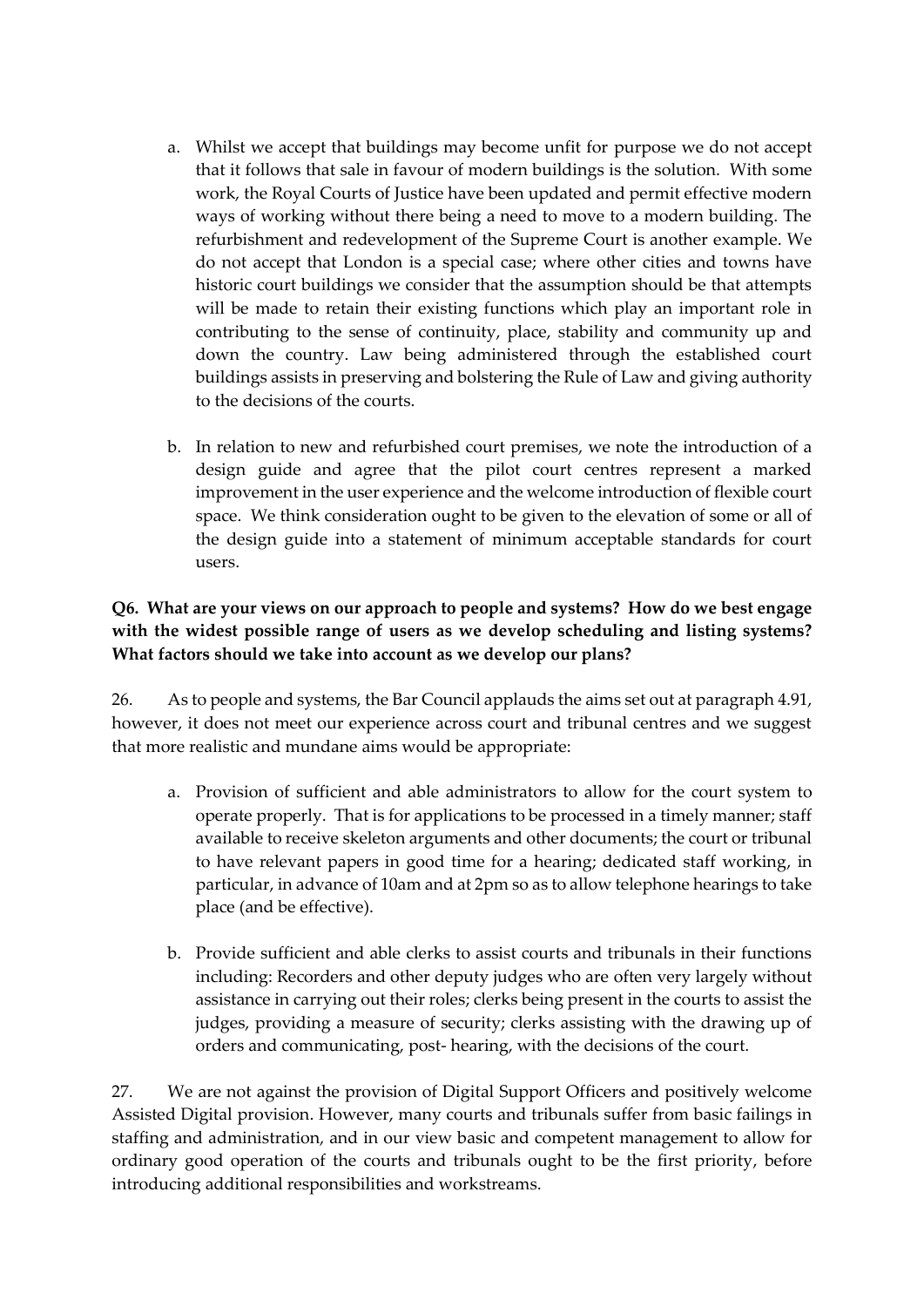a. Whilst we accept that buildings may become unfit for purpose we do not accept that it follows that sale in favour of modern buildings is the solution. With some work, the Royal Courts of Justice have been updated and permit effective modern ways of working without there being a need to move to a modern building. The refurbishment and redevelopment of the Supreme Court is another example. We do not accept that London is a special case; where other cities and towns have historic court buildings we consider that the assumption should be that attempts will be made to retain their existing functions which play an important role in contributing to the sense of continuity, place, stability and community up and down the country. Law being administered through the established court buildings assists in preserving and bolstering the Rule of Law and giving authority to the decisions of the courts.

b. In relation to new and refurbished court premises, we note the introduction of a design guide and agree that the pilot court centres represent a marked improvement in the user experience and the welcome introduction of flexible court space. We think consideration ought to be given to the elevation of some or all of the design guide into a statement of minimum acceptable standards for court users.

**Q6. What are your views on our approach to people and systems? How do we best engage with the widest possible range of users as we develop scheduling and listing systems? What factors should we take into account as we develop our plans?**

26. As to people and systems, the Bar Council applauds the aims set out at paragraph 4.91, however, it does not meet our experience across court and tribunal centres and we suggest that more realistic and mundane aims would be appropriate:

a. Provision of sufficient and able administrators to allow for the court system to operate properly. That is for applications to be processed in a timely manner; staff available to receive skeleton arguments and other documents; the court or tribunal to have relevant papers in good time for a hearing; dedicated staff working, in particular, in advance of 10am and at 2pm so as to allow telephone hearings to take place (and be effective).

b. Provide sufficient and able clerks to assist courts and tribunals in their functions including: Recorders and other deputy judges who are often very largely without assistance in carrying out their roles; clerks being present in the courts to assist the judges, providing a measure of security; clerks assisting with the drawing up of orders and communicating, post- hearing, with the decisions of the court.

27. We are not against the provision of Digital Support Officers and positively welcome Assisted Digital provision. However, many courts and tribunals suffer from basic failings in staffing and administration, and in our view basic and competent management to allow for ordinary good operation of the courts and tribunals ought to be the first priority, before introducing additional responsibilities and workstreams.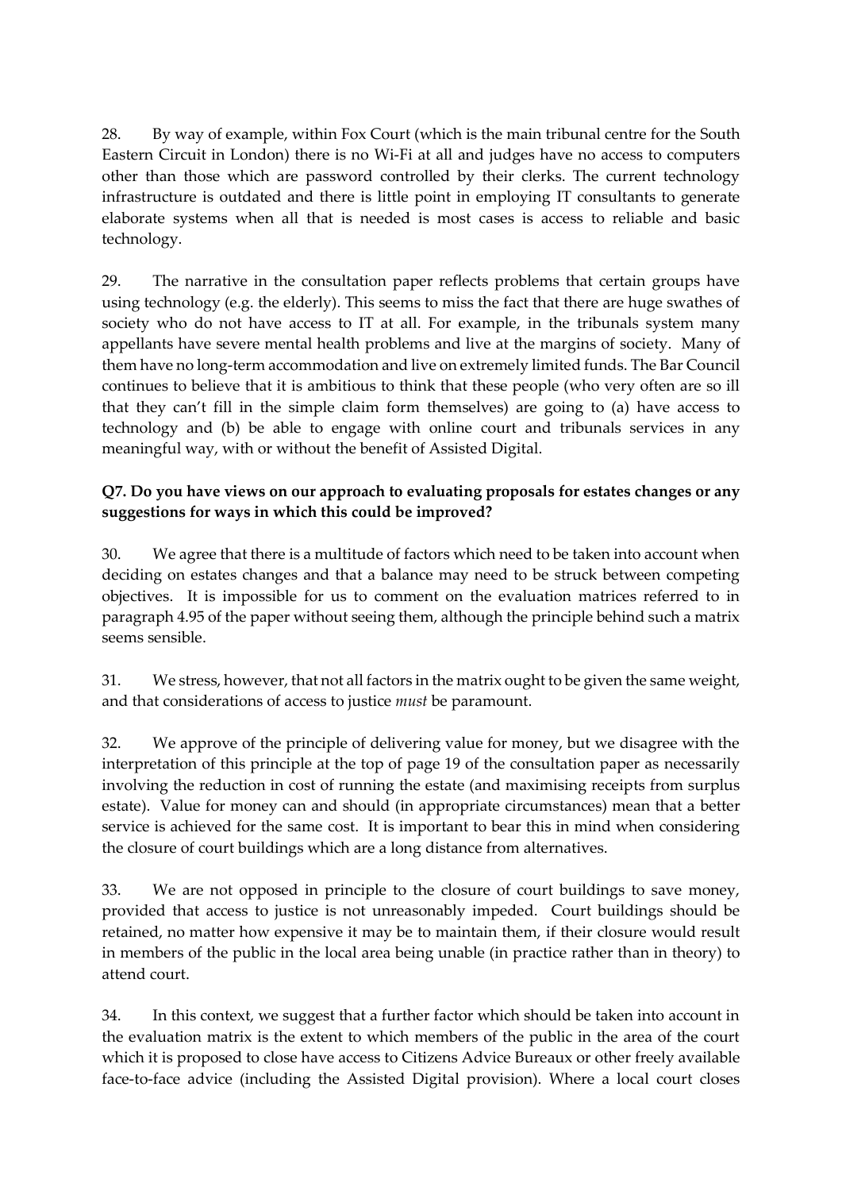28. By way of example, within Fox Court (which is the main tribunal centre for the South Eastern Circuit in London) there is no Wi-Fi at all and judges have no access to computers other than those which are password controlled by their clerks. The current technology infrastructure is outdated and there is little point in employing IT consultants to generate elaborate systems when all that is needed is most cases is access to reliable and basic technology.

29. The narrative in the consultation paper reflects problems that certain groups have using technology (e.g. the elderly). This seems to miss the fact that there are huge swathes of society who do not have access to IT at all. For example, in the tribunals system many appellants have severe mental health problems and live at the margins of society. Many of them have no long-term accommodation and live on extremely limited funds. The Bar Council continues to believe that it is ambitious to think that these people (who very often are so ill that they can't fill in the simple claim form themselves) are going to (a) have access to technology and (b) be able to engage with online court and tribunals services in any meaningful way, with or without the benefit of Assisted Digital.

**Q7. Do you have views on our approach to evaluating proposals for estates changes or any suggestions for ways in which this could be improved?**

30. We agree that there is a multitude of factors which need to be taken into account when deciding on estates changes and that a balance may need to be struck between competing objectives. It is impossible for us to comment on the evaluation matrices referred to in paragraph 4.95 of the paper without seeing them, although the principle behind such a matrix seems sensible.

31. We stress, however, that not all factors in the matrix ought to be given the same weight, and that considerations of access to justice *must* be paramount.

32. We approve of the principle of delivering value for money, but we disagree with the interpretation of this principle at the top of page 19 of the consultation paper as necessarily involving the reduction in cost of running the estate (and maximising receipts from surplus estate). Value for money can and should (in appropriate circumstances) mean that a better service is achieved for the same cost. It is important to bear this in mind when considering the closure of court buildings which are a long distance from alternatives.

33. We are not opposed in principle to the closure of court buildings to save money, provided that access to justice is not unreasonably impeded. Court buildings should be retained, no matter how expensive it may be to maintain them, if their closure would result in members of the public in the local area being unable (in practice rather than in theory) to attend court.

34. In this context, we suggest that a further factor which should be taken into account in the evaluation matrix is the extent to which members of the public in the area of the court which it is proposed to close have access to Citizens Advice Bureaux or other freely available face-to-face advice (including the Assisted Digital provision). Where a local court closes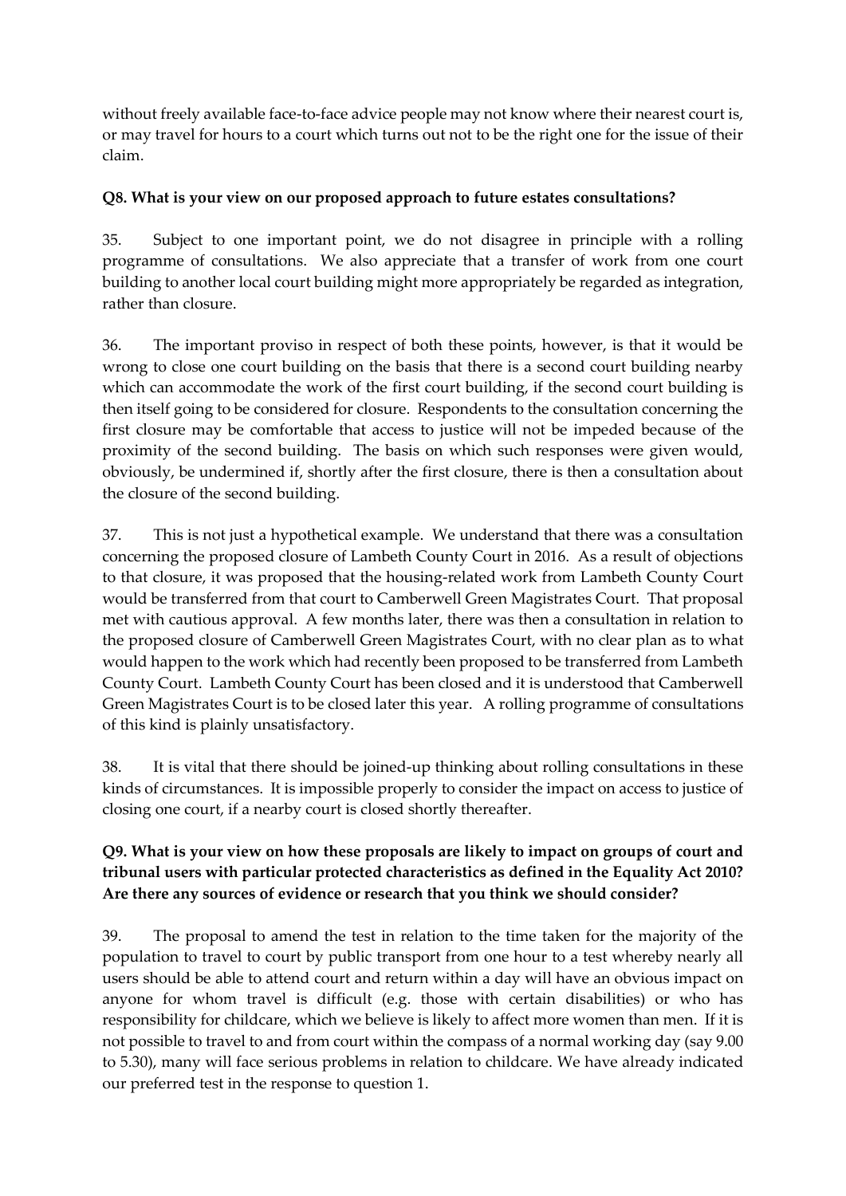without freely available face-to-face advice people may not know where their nearest court is, or may travel for hours to a court which turns out not to be the right one for the issue of their claim.

**Q8. What is your view on our proposed approach to future estates consultations?**

35. Subject to one important point, we do not disagree in principle with a rolling programme of consultations. We also appreciate that a transfer of work from one court building to another local court building might more appropriately be regarded as integration, rather than closure.

36. The important proviso in respect of both these points, however, is that it would be wrong to close one court building on the basis that there is a second court building nearby which can accommodate the work of the first court building, if the second court building is then itself going to be considered for closure. Respondents to the consultation concerning the first closure may be comfortable that access to justice will not be impeded because of the proximity of the second building. The basis on which such responses were given would, obviously, be undermined if, shortly after the first closure, there is then a consultation about the closure of the second building.

37. This is not just a hypothetical example. We understand that there was a consultation concerning the proposed closure of Lambeth County Court in 2016. As a result of objections to that closure, it was proposed that the housing-related work from Lambeth County Court would be transferred from that court to Camberwell Green Magistrates Court. That proposal met with cautious approval. A few months later, there was then a consultation in relation to the proposed closure of Camberwell Green Magistrates Court, with no clear plan as to what would happen to the work which had recently been proposed to be transferred from Lambeth County Court. Lambeth County Court has been closed and it is understood that Camberwell Green Magistrates Court is to be closed later this year. A rolling programme of consultations of this kind is plainly unsatisfactory.

38. It is vital that there should be joined-up thinking about rolling consultations in these kinds of circumstances. It is impossible properly to consider the impact on access to justice of closing one court, if a nearby court is closed shortly thereafter.

**Q9. What is your view on how these proposals are likely to impact on groups of court and tribunal users with particular protected characteristics as defined in the Equality Act 2010? Are there any sources of evidence or research that you think we should consider?**

39. The proposal to amend the test in relation to the time taken for the majority of the population to travel to court by public transport from one hour to a test whereby nearly all users should be able to attend court and return within a day will have an obvious impact on anyone for whom travel is difficult (e.g. those with certain disabilities) or who has responsibility for childcare, which we believe is likely to affect more women than men. If it is not possible to travel to and from court within the compass of a normal working day (say 9.00 to 5.30), many will face serious problems in relation to childcare. We have already indicated our preferred test in the response to question 1.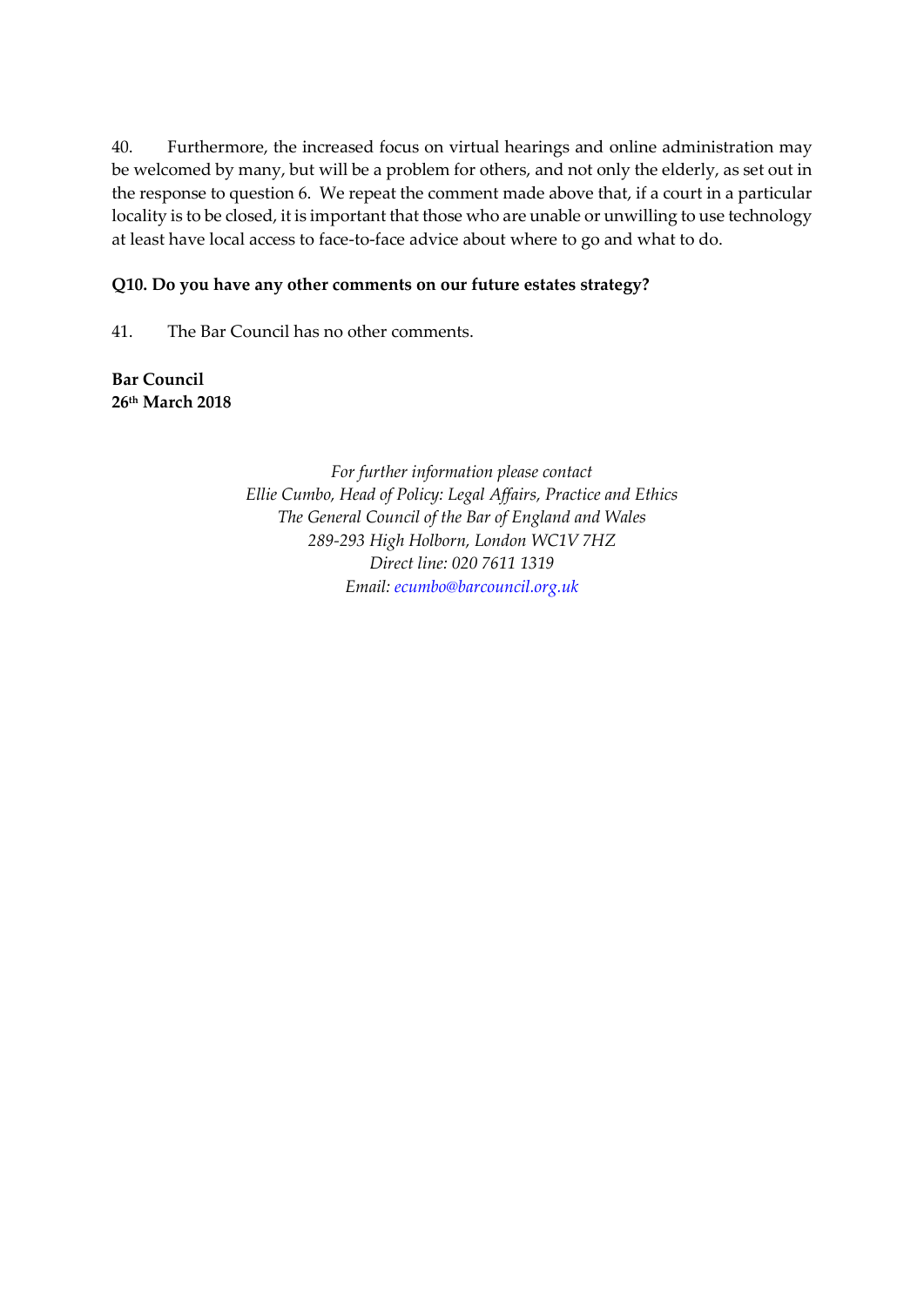40. Furthermore, the increased focus on virtual hearings and online administration may be welcomed by many, but will be a problem for others, and not only the elderly, as set out in the response to question 6. We repeat the comment made above that, if a court in a particular locality is to be closed, it is important that those who are unable or unwilling to use technology at least have local access to face-to-face advice about where to go and what to do.

**Q10. Do you have any other comments on our future estates strategy?**

41. The Bar Council has no other comments.

**Bar Council**
**26th March 2018**

*For further information please contact*
*Ellie Cumbo, Head of Policy: Legal Affairs, Practice and Ethics*
*The General Council of the Bar of England and Wales*
*289-293 High Holborn, London WC1V 7HZ*
*Direct line: 020 7611 1319*
*Email: ecumbo@barcouncil.org.uk*